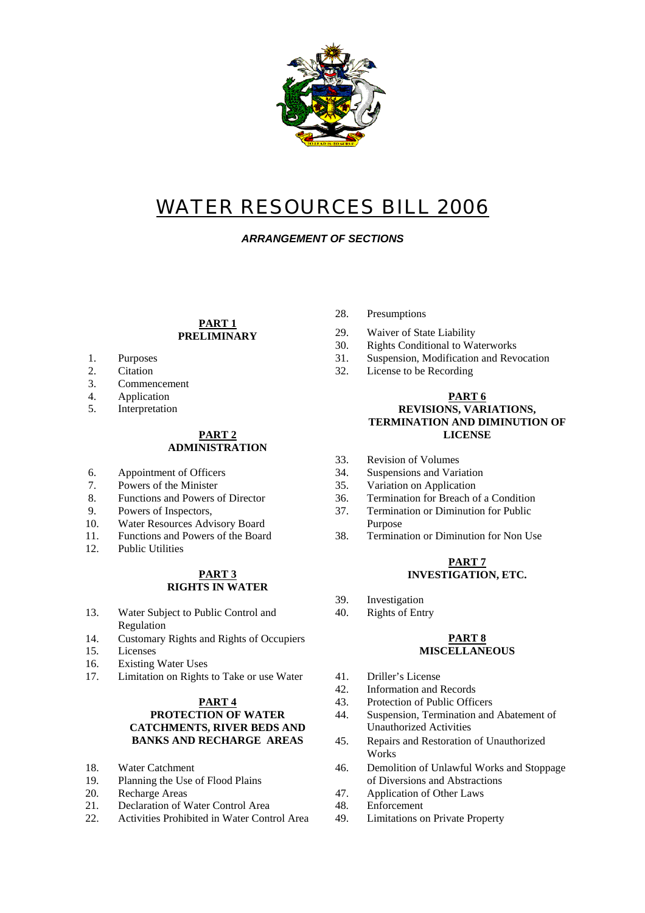# WATER RESOURCES BILL 2006

***ARRANGEMENT OF SECTIONS***

**PART 1**
**PRELIMINARY**

1. Purposes
2. Citation
3. Commencement
4. Application
5. Interpretation

**PART 2**
**ADMINISTRATION**

6. Appointment of Officers
7. Powers of the Minister
8. Functions and Powers of Director
9. Powers of Inspectors,
10. Water Resources Advisory Board
11. Functions and Powers of the Board
12. Public Utilities

**PART 3**
**RIGHTS IN WATER**

13. Water Subject to Public Control and Regulation
14. Customary Rights and Rights of Occupiers
15. Licenses
16. Existing Water Uses
17. Limitation on Rights to Take or use Water

**PART 4**
**PROTECTION OF WATER CATCHMENTS, RIVER BEDS AND BANKS AND RECHARGE AREAS**

18. Water Catchment
19. Planning the Use of Flood Plains
20. Recharge Areas
21. Declaration of Water Control Area
22. Activities Prohibited in Water Control Area

28. Presumptions
29. Waiver of State Liability
30. Rights Conditional to Waterworks
31. Suspension, Modification and Revocation
32. License to be Recording

**PART 6**
**REVISIONS, VARIATIONS, TERMINATION AND DIMINUTION OF LICENSE**

33. Revision of Volumes
34. Suspensions and Variation
35. Variation on Application
36. Termination for Breach of a Condition
37. Termination or Diminution for Public Purpose
38. Termination or Diminution for Non Use

**PART 7**
**INVESTIGATION, ETC.**

39. Investigation
40. Rights of Entry

**PART 8**
**MISCELLANEOUS**

41. Driller's License
42. Information and Records
43. Protection of Public Officers
44. Suspension, Termination and Abatement of Unauthorized Activities
45. Repairs and Restoration of Unauthorized Works
46. Demolition of Unlawful Works and Stoppage of Diversions and Abstractions
47. Application of Other Laws
48. Enforcement
49. Limitations on Private Property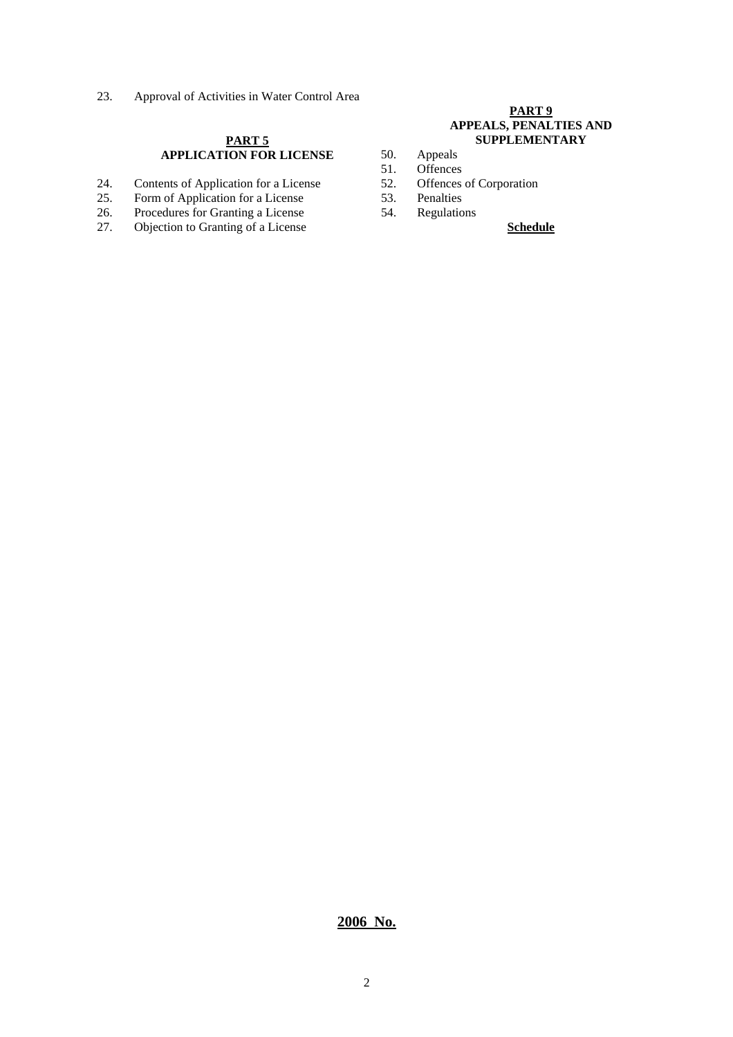23. Approval of Activities in Water Control Area

**PART 5**
**APPLICATION FOR LICENSE**

24. Contents of Application for a License
25. Form of Application for a License
26. Procedures for Granting a License
27. Objection to Granting of a License

**PART 9**
**APPEALS, PENALTIES AND SUPPLEMENTARY**

50. Appeals
51. Offences
52. Offences of Corporation
53. Penalties
54. Regulations

**Schedule**

**2006 No.**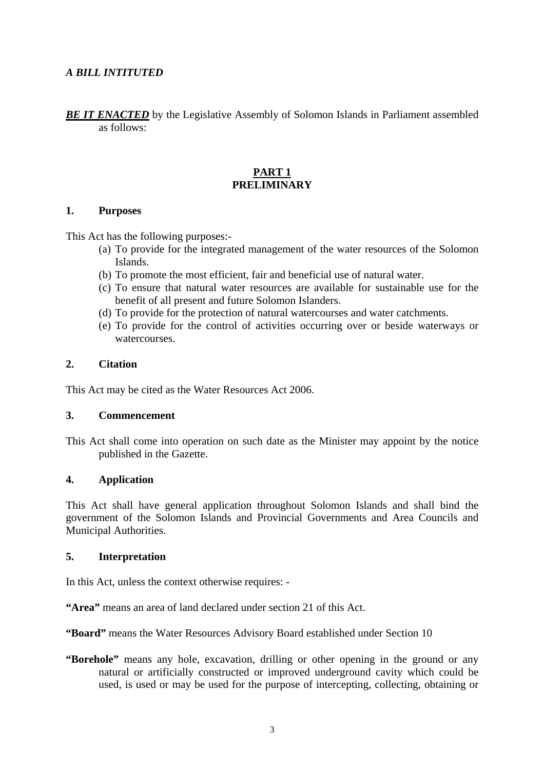*A BILL INTITUTED*

***BE IT ENACTED*** by the Legislative Assembly of Solomon Islands in Parliament assembled as follows:

## PART 1
## PRELIMINARY

### 1. Purposes

This Act has the following purposes:-

(a) To provide for the integrated management of the water resources of the Solomon Islands.

(b) To promote the most efficient, fair and beneficial use of natural water.

(c) To ensure that natural water resources are available for sustainable use for the benefit of all present and future Solomon Islanders.

(d) To provide for the protection of natural watercourses and water catchments.

(e) To provide for the control of activities occurring over or beside waterways or watercourses.

### 2. Citation

This Act may be cited as the Water Resources Act 2006.

### 3. Commencement

This Act shall come into operation on such date as the Minister may appoint by the notice published in the Gazette.

### 4. Application

This Act shall have general application throughout Solomon Islands and shall bind the government of the Solomon Islands and Provincial Governments and Area Councils and Municipal Authorities.

### 5. Interpretation

In this Act, unless the context otherwise requires: -

**"Area"** means an area of land declared under section 21 of this Act.

**"Board"** means the Water Resources Advisory Board established under Section 10

**"Borehole"** means any hole, excavation, drilling or other opening in the ground or any natural or artificially constructed or improved underground cavity which could be used, is used or may be used for the purpose of intercepting, collecting, obtaining or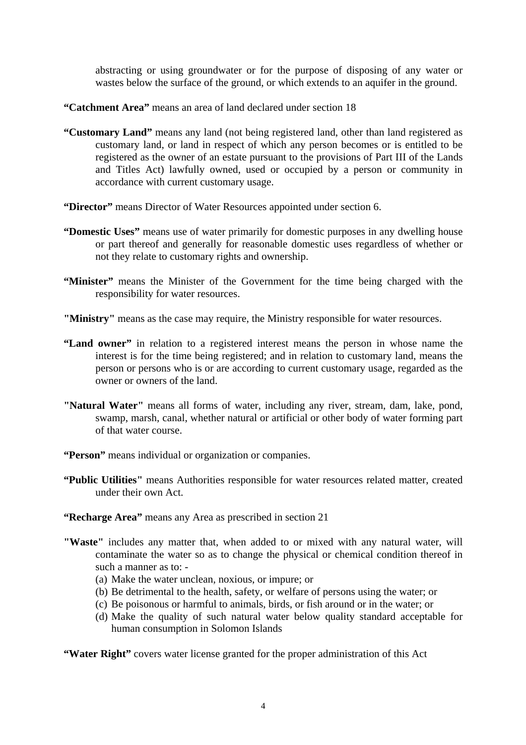abstracting or using groundwater or for the purpose of disposing of any water or wastes below the surface of the ground, or which extends to an aquifer in the ground.

**"Catchment Area"** means an area of land declared under section 18

**"Customary Land"** means any land (not being registered land, other than land registered as customary land, or land in respect of which any person becomes or is entitled to be registered as the owner of an estate pursuant to the provisions of Part III of the Lands and Titles Act) lawfully owned, used or occupied by a person or community in accordance with current customary usage.

**"Director"** means Director of Water Resources appointed under section 6.

**"Domestic Uses"** means use of water primarily for domestic purposes in any dwelling house or part thereof and generally for reasonable domestic uses regardless of whether or not they relate to customary rights and ownership.

**"Minister"** means the Minister of the Government for the time being charged with the responsibility for water resources.

**"Ministry"** means as the case may require, the Ministry responsible for water resources.

**"Land owner"** in relation to a registered interest means the person in whose name the interest is for the time being registered; and in relation to customary land, means the person or persons who is or are according to current customary usage, regarded as the owner or owners of the land.

**"Natural Water"** means all forms of water, including any river, stream, dam, lake, pond, swamp, marsh, canal, whether natural or artificial or other body of water forming part of that water course.

**"Person"** means individual or organization or companies.

**"Public Utilities"** means Authorities responsible for water resources related matter, created under their own Act.

**"Recharge Area"** means any Area as prescribed in section 21

**"Waste"** includes any matter that, when added to or mixed with any natural water, will contaminate the water so as to change the physical or chemical condition thereof in such a manner as to: -

(a) Make the water unclean, noxious, or impure; or
(b) Be detrimental to the health, safety, or welfare of persons using the water; or
(c) Be poisonous or harmful to animals, birds, or fish around or in the water; or
(d) Make the quality of such natural water below quality standard acceptable for human consumption in Solomon Islands

**"Water Right"** covers water license granted for the proper administration of this Act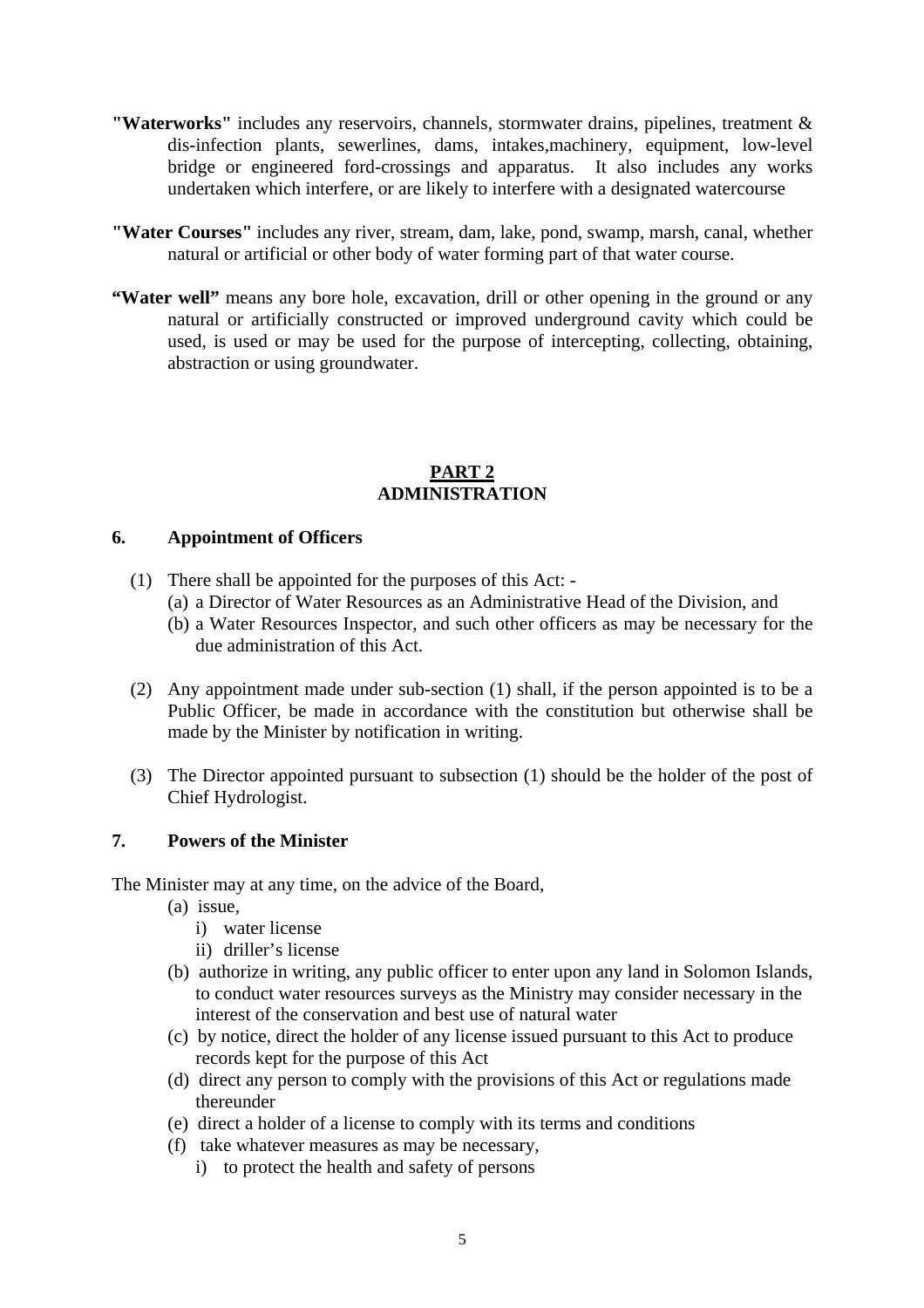**"Waterworks"** includes any reservoirs, channels, stormwater drains, pipelines, treatment & dis-infection plants, sewerlines, dams, intakes,machinery, equipment, low-level bridge or engineered ford-crossings and apparatus. It also includes any works undertaken which interfere, or are likely to interfere with a designated watercourse

**"Water Courses"** includes any river, stream, dam, lake, pond, swamp, marsh, canal, whether natural or artificial or other body of water forming part of that water course.

**"Water well"** means any bore hole, excavation, drill or other opening in the ground or any natural or artificially constructed or improved underground cavity which could be used, is used or may be used for the purpose of intercepting, collecting, obtaining, abstraction or using groundwater.

## PART 2
## ADMINISTRATION

### 6. Appointment of Officers

(1) There shall be appointed for the purposes of this Act: -
   (a) a Director of Water Resources as an Administrative Head of the Division, and
   (b) a Water Resources Inspector, and such other officers as may be necessary for the due administration of this Act.

(2) Any appointment made under sub-section (1) shall, if the person appointed is to be a Public Officer, be made in accordance with the constitution but otherwise shall be made by the Minister by notification in writing.

(3) The Director appointed pursuant to subsection (1) should be the holder of the post of Chief Hydrologist.

### 7. Powers of the Minister

The Minister may at any time, on the advice of the Board,

(a) issue,
   i) water license
   ii) driller's license
(b) authorize in writing, any public officer to enter upon any land in Solomon Islands, to conduct water resources surveys as the Ministry may consider necessary in the interest of the conservation and best use of natural water
(c) by notice, direct the holder of any license issued pursuant to this Act to produce records kept for the purpose of this Act
(d) direct any person to comply with the provisions of this Act or regulations made thereunder
(e) direct a holder of a license to comply with its terms and conditions
(f) take whatever measures as may be necessary,
   i) to protect the health and safety of persons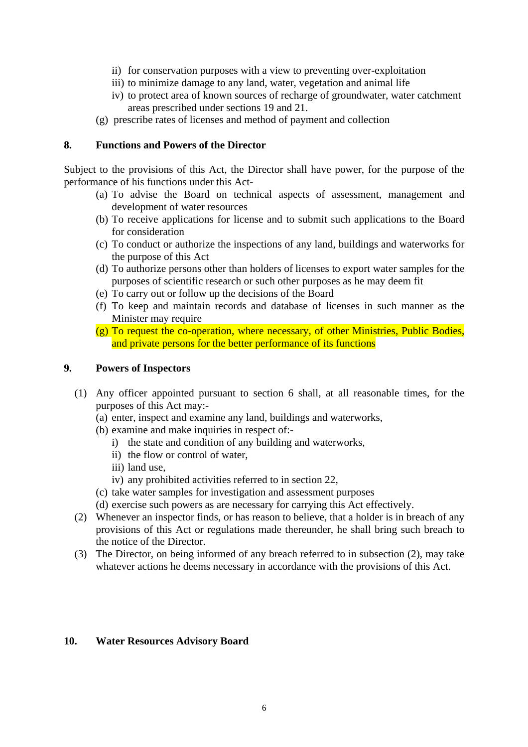ii) for conservation purposes with a view to preventing over-exploitation
   iii) to minimize damage to any land, water, vegetation and animal life
   iv) to protect area of known sources of recharge of groundwater, water catchment areas prescribed under sections 19 and 21.

(g) prescribe rates of licenses and method of payment and collection

## 8. Functions and Powers of the Director

Subject to the provisions of this Act, the Director shall have power, for the purpose of the performance of his functions under this Act-

(a) To advise the Board on technical aspects of assessment, management and development of water resources
(b) To receive applications for license and to submit such applications to the Board for consideration
(c) To conduct or authorize the inspections of any land, buildings and waterworks for the purpose of this Act
(d) To authorize persons other than holders of licenses to export water samples for the purposes of scientific research or such other purposes as he may deem fit
(e) To carry out or follow up the decisions of the Board
(f) To keep and maintain records and database of licenses in such manner as the Minister may require
(g) To request the co-operation, where necessary, of other Ministries, Public Bodies, and private persons for the better performance of its functions

## 9. Powers of Inspectors

(1) Any officer appointed pursuant to section 6 shall, at all reasonable times, for the purposes of this Act may:-
   (a) enter, inspect and examine any land, buildings and waterworks,
   (b) examine and make inquiries in respect of:-
      i) the state and condition of any building and waterworks,
      ii) the flow or control of water,
      iii) land use,
      iv) any prohibited activities referred to in section 22,
   (c) take water samples for investigation and assessment purposes
   (d) exercise such powers as are necessary for carrying this Act effectively.

(2) Whenever an inspector finds, or has reason to believe, that a holder is in breach of any provisions of this Act or regulations made thereunder, he shall bring such breach to the notice of the Director.

(3) The Director, on being informed of any breach referred to in subsection (2), may take whatever actions he deems necessary in accordance with the provisions of this Act.

## 10. Water Resources Advisory Board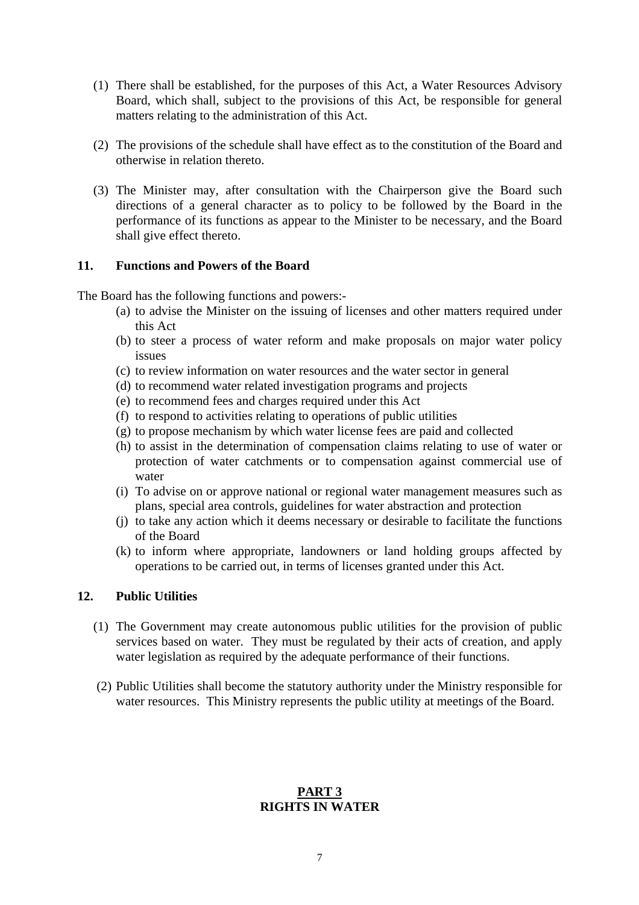(1) There shall be established, for the purposes of this Act, a Water Resources Advisory Board, which shall, subject to the provisions of this Act, be responsible for general matters relating to the administration of this Act.

(2) The provisions of the schedule shall have effect as to the constitution of the Board and otherwise in relation thereto.

(3) The Minister may, after consultation with the Chairperson give the Board such directions of a general character as to policy to be followed by the Board in the performance of its functions as appear to the Minister to be necessary, and the Board shall give effect thereto.

### 11. Functions and Powers of the Board

The Board has the following functions and powers:-

(a) to advise the Minister on the issuing of licenses and other matters required under this Act
(b) to steer a process of water reform and make proposals on major water policy issues
(c) to review information on water resources and the water sector in general
(d) to recommend water related investigation programs and projects
(e) to recommend fees and charges required under this Act
(f) to respond to activities relating to operations of public utilities
(g) to propose mechanism by which water license fees are paid and collected
(h) to assist in the determination of compensation claims relating to use of water or protection of water catchments or to compensation against commercial use of water
(i) To advise on or approve national or regional water management measures such as plans, special area controls, guidelines for water abstraction and protection
(j) to take any action which it deems necessary or desirable to facilitate the functions of the Board
(k) to inform where appropriate, landowners or land holding groups affected by operations to be carried out, in terms of licenses granted under this Act.

### 12. Public Utilities

(1) The Government may create autonomous public utilities for the provision of public services based on water. They must be regulated by their acts of creation, and apply water legislation as required by the adequate performance of their functions.

(2) Public Utilities shall become the statutory authority under the Ministry responsible for water resources. This Ministry represents the public utility at meetings of the Board.

## PART 3
## RIGHTS IN WATER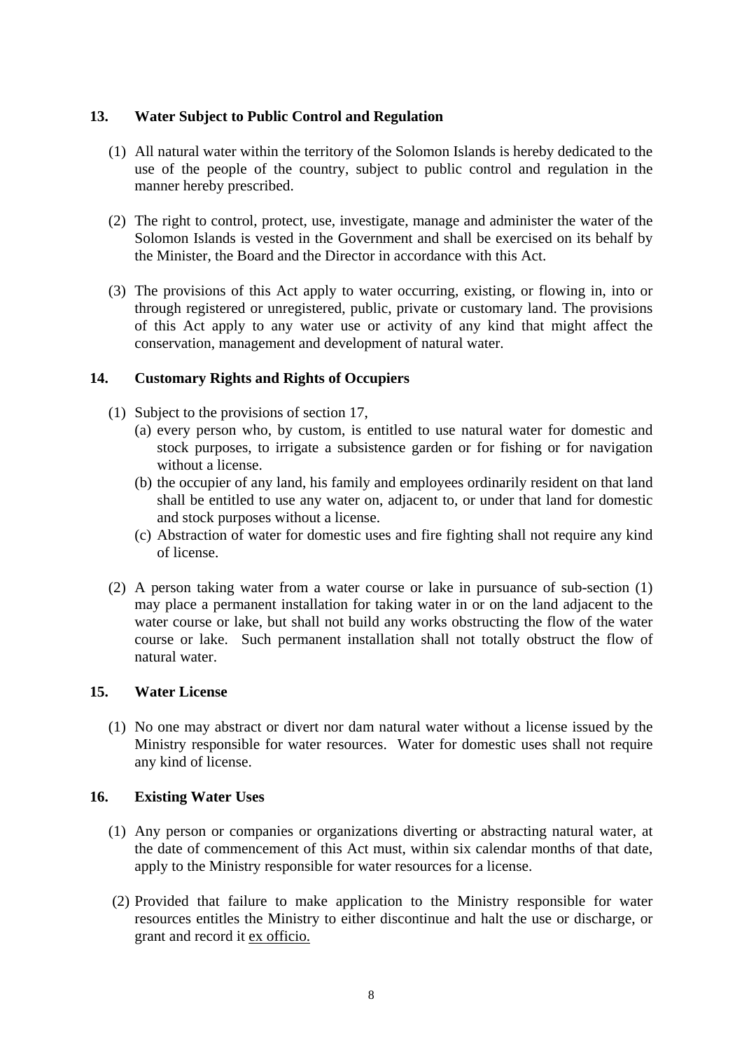## 13. Water Subject to Public Control and Regulation

(1) All natural water within the territory of the Solomon Islands is hereby dedicated to the use of the people of the country, subject to public control and regulation in the manner hereby prescribed.

(2) The right to control, protect, use, investigate, manage and administer the water of the Solomon Islands is vested in the Government and shall be exercised on its behalf by the Minister, the Board and the Director in accordance with this Act.

(3) The provisions of this Act apply to water occurring, existing, or flowing in, into or through registered or unregistered, public, private or customary land. The provisions of this Act apply to any water use or activity of any kind that might affect the conservation, management and development of natural water.

## 14. Customary Rights and Rights of Occupiers

(1) Subject to the provisions of section 17,

(a) every person who, by custom, is entitled to use natural water for domestic and stock purposes, to irrigate a subsistence garden or for fishing or for navigation without a license.

(b) the occupier of any land, his family and employees ordinarily resident on that land shall be entitled to use any water on, adjacent to, or under that land for domestic and stock purposes without a license.

(c) Abstraction of water for domestic uses and fire fighting shall not require any kind of license.

(2) A person taking water from a water course or lake in pursuance of sub-section (1) may place a permanent installation for taking water in or on the land adjacent to the water course or lake, but shall not build any works obstructing the flow of the water course or lake. Such permanent installation shall not totally obstruct the flow of natural water.

## 15. Water License

(1) No one may abstract or divert nor dam natural water without a license issued by the Ministry responsible for water resources. Water for domestic uses shall not require any kind of license.

## 16. Existing Water Uses

(1) Any person or companies or organizations diverting or abstracting natural water, at the date of commencement of this Act must, within six calendar months of that date, apply to the Ministry responsible for water resources for a license.

(2) Provided that failure to make application to the Ministry responsible for water resources entitles the Ministry to either discontinue and halt the use or discharge, or grant and record it ex officio.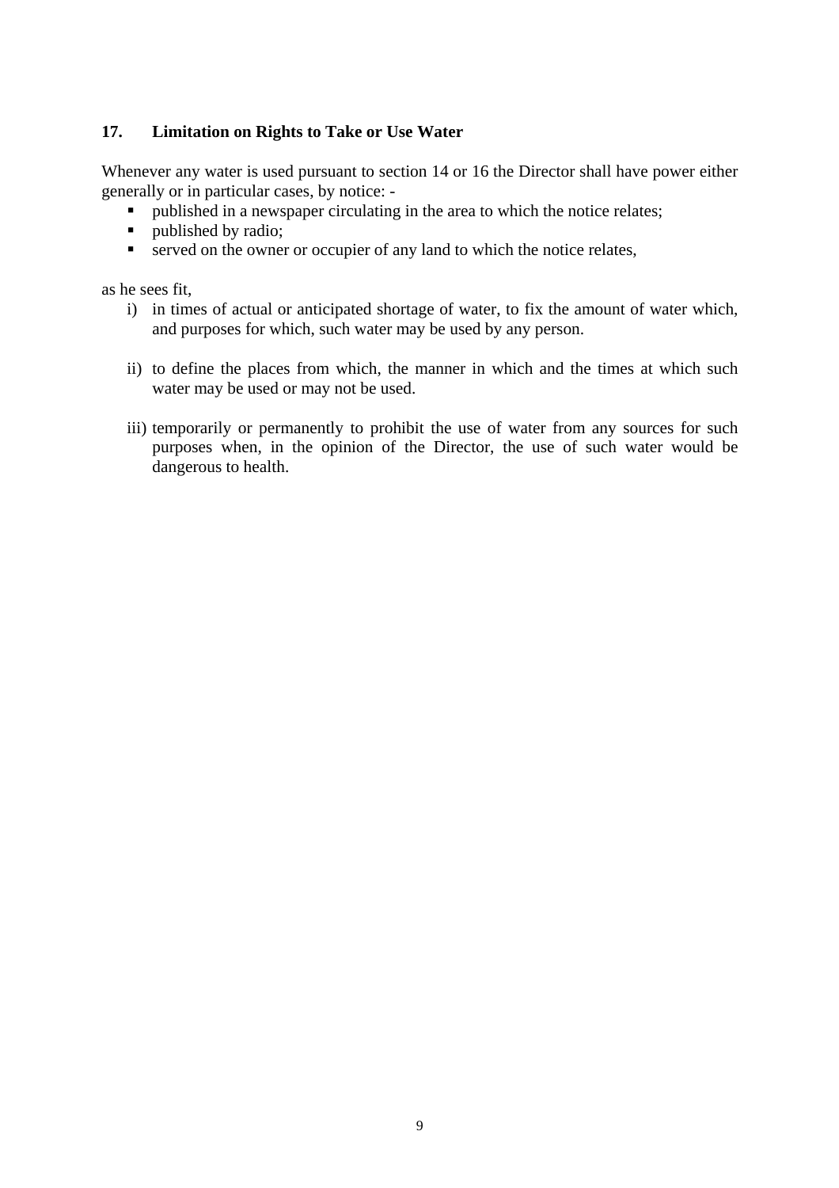## 17. Limitation on Rights to Take or Use Water

Whenever any water is used pursuant to section 14 or 16 the Director shall have power either generally or in particular cases, by notice: -

- published in a newspaper circulating in the area to which the notice relates;
- published by radio;
- served on the owner or occupier of any land to which the notice relates,

as he sees fit,

i) in times of actual or anticipated shortage of water, to fix the amount of water which, and purposes for which, such water may be used by any person.

ii) to define the places from which, the manner in which and the times at which such water may be used or may not be used.

iii) temporarily or permanently to prohibit the use of water from any sources for such purposes when, in the opinion of the Director, the use of such water would be dangerous to health.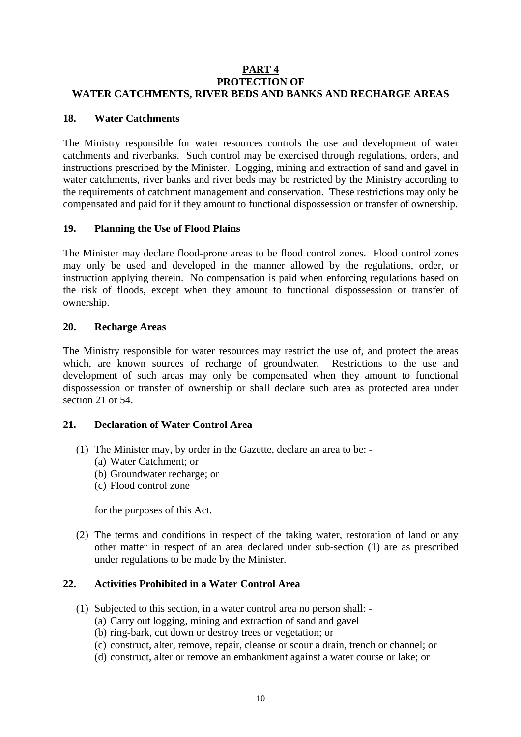# PART 4
## PROTECTION OF
## WATER CATCHMENTS, RIVER BEDS AND BANKS AND RECHARGE AREAS

### 18. Water Catchments

The Ministry responsible for water resources controls the use and development of water catchments and riverbanks. Such control may be exercised through regulations, orders, and instructions prescribed by the Minister. Logging, mining and extraction of sand and gavel in water catchments, river banks and river beds may be restricted by the Ministry according to the requirements of catchment management and conservation. These restrictions may only be compensated and paid for if they amount to functional dispossession or transfer of ownership.

### 19. Planning the Use of Flood Plains

The Minister may declare flood-prone areas to be flood control zones. Flood control zones may only be used and developed in the manner allowed by the regulations, order, or instruction applying therein. No compensation is paid when enforcing regulations based on the risk of floods, except when they amount to functional dispossession or transfer of ownership.

### 20. Recharge Areas

The Ministry responsible for water resources may restrict the use of, and protect the areas which, are known sources of recharge of groundwater. Restrictions to the use and development of such areas may only be compensated when they amount to functional dispossession or transfer of ownership or shall declare such area as protected area under section 21 or 54.

### 21. Declaration of Water Control Area

(1) The Minister may, by order in the Gazette, declare an area to be: -
   (a) Water Catchment; or
   (b) Groundwater recharge; or
   (c) Flood control zone

   for the purposes of this Act.

(2) The terms and conditions in respect of the taking water, restoration of land or any other matter in respect of an area declared under sub-section (1) are as prescribed under regulations to be made by the Minister.

### 22. Activities Prohibited in a Water Control Area

(1) Subjected to this section, in a water control area no person shall: -
   (a) Carry out logging, mining and extraction of sand and gavel
   (b) ring-bark, cut down or destroy trees or vegetation; or
   (c) construct, alter, remove, repair, cleanse or scour a drain, trench or channel; or
   (d) construct, alter or remove an embankment against a water course or lake; or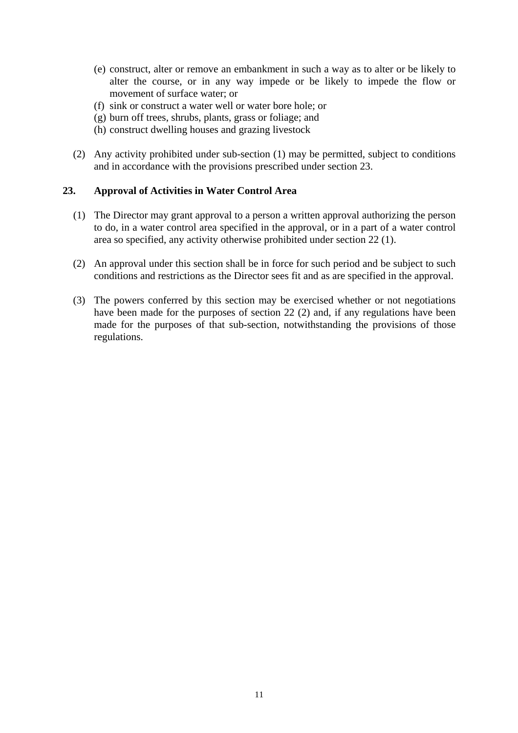(e) construct, alter or remove an embankment in such a way as to alter or be likely to alter the course, or in any way impede or be likely to impede the flow or movement of surface water; or
(f) sink or construct a water well or water bore hole; or
(g) burn off trees, shrubs, plants, grass or foliage; and
(h) construct dwelling houses and grazing livestock

(2) Any activity prohibited under sub-section (1) may be permitted, subject to conditions and in accordance with the provisions prescribed under section 23.

## 23. Approval of Activities in Water Control Area

(1) The Director may grant approval to a person a written approval authorizing the person to do, in a water control area specified in the approval, or in a part of a water control area so specified, any activity otherwise prohibited under section 22 (1).

(2) An approval under this section shall be in force for such period and be subject to such conditions and restrictions as the Director sees fit and as are specified in the approval.

(3) The powers conferred by this section may be exercised whether or not negotiations have been made for the purposes of section 22 (2) and, if any regulations have been made for the purposes of that sub-section, notwithstanding the provisions of those regulations.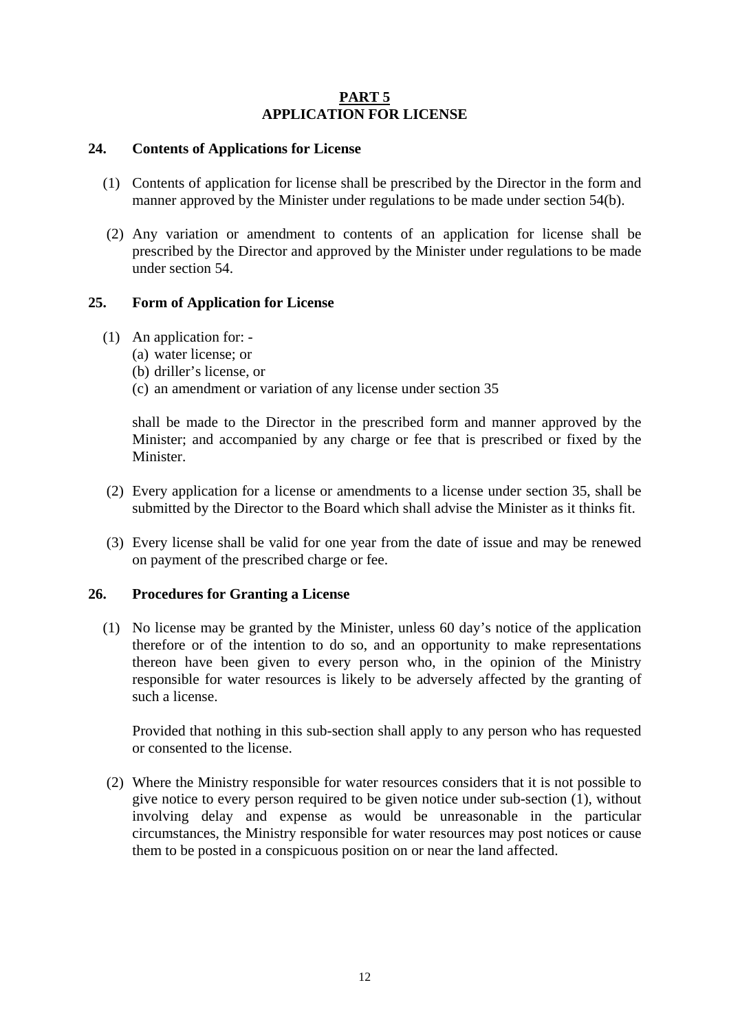## PART 5
## APPLICATION FOR LICENSE

### 24. Contents of Applications for License

(1) Contents of application for license shall be prescribed by the Director in the form and manner approved by the Minister under regulations to be made under section 54(b).

(2) Any variation or amendment to contents of an application for license shall be prescribed by the Director and approved by the Minister under regulations to be made under section 54.

### 25. Form of Application for License

(1) An application for: -
  (a) water license; or
  (b) driller's license, or
  (c) an amendment or variation of any license under section 35

shall be made to the Director in the prescribed form and manner approved by the Minister; and accompanied by any charge or fee that is prescribed or fixed by the Minister.

(2) Every application for a license or amendments to a license under section 35, shall be submitted by the Director to the Board which shall advise the Minister as it thinks fit.

(3) Every license shall be valid for one year from the date of issue and may be renewed on payment of the prescribed charge or fee.

### 26. Procedures for Granting a License

(1) No license may be granted by the Minister, unless 60 day's notice of the application therefore or of the intention to do so, and an opportunity to make representations thereon have been given to every person who, in the opinion of the Ministry responsible for water resources is likely to be adversely affected by the granting of such a license.

Provided that nothing in this sub-section shall apply to any person who has requested or consented to the license.

(2) Where the Ministry responsible for water resources considers that it is not possible to give notice to every person required to be given notice under sub-section (1), without involving delay and expense as would be unreasonable in the particular circumstances, the Ministry responsible for water resources may post notices or cause them to be posted in a conspicuous position on or near the land affected.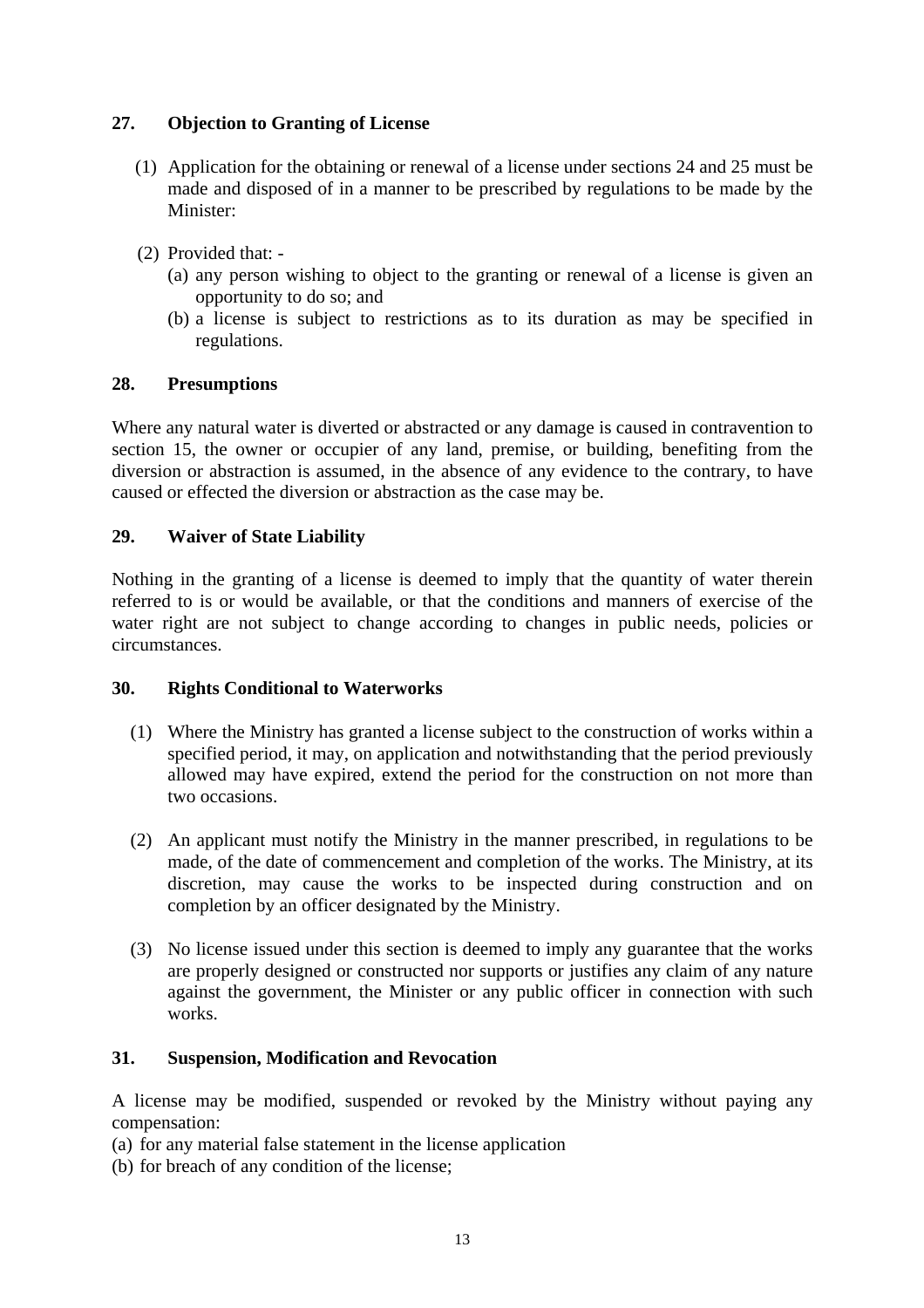## 27. Objection to Granting of License

(1) Application for the obtaining or renewal of a license under sections 24 and 25 must be made and disposed of in a manner to be prescribed by regulations to be made by the Minister:

(2) Provided that: -

(a) any person wishing to object to the granting or renewal of a license is given an opportunity to do so; and

(b) a license is subject to restrictions as to its duration as may be specified in regulations.

## 28. Presumptions

Where any natural water is diverted or abstracted or any damage is caused in contravention to section 15, the owner or occupier of any land, premise, or building, benefiting from the diversion or abstraction is assumed, in the absence of any evidence to the contrary, to have caused or effected the diversion or abstraction as the case may be.

## 29. Waiver of State Liability

Nothing in the granting of a license is deemed to imply that the quantity of water therein referred to is or would be available, or that the conditions and manners of exercise of the water right are not subject to change according to changes in public needs, policies or circumstances.

## 30. Rights Conditional to Waterworks

(1) Where the Ministry has granted a license subject to the construction of works within a specified period, it may, on application and notwithstanding that the period previously allowed may have expired, extend the period for the construction on not more than two occasions.

(2) An applicant must notify the Ministry in the manner prescribed, in regulations to be made, of the date of commencement and completion of the works. The Ministry, at its discretion, may cause the works to be inspected during construction and on completion by an officer designated by the Ministry.

(3) No license issued under this section is deemed to imply any guarantee that the works are properly designed or constructed nor supports or justifies any claim of any nature against the government, the Minister or any public officer in connection with such works.

## 31. Suspension, Modification and Revocation

A license may be modified, suspended or revoked by the Ministry without paying any compensation:

(a) for any material false statement in the license application

(b) for breach of any condition of the license;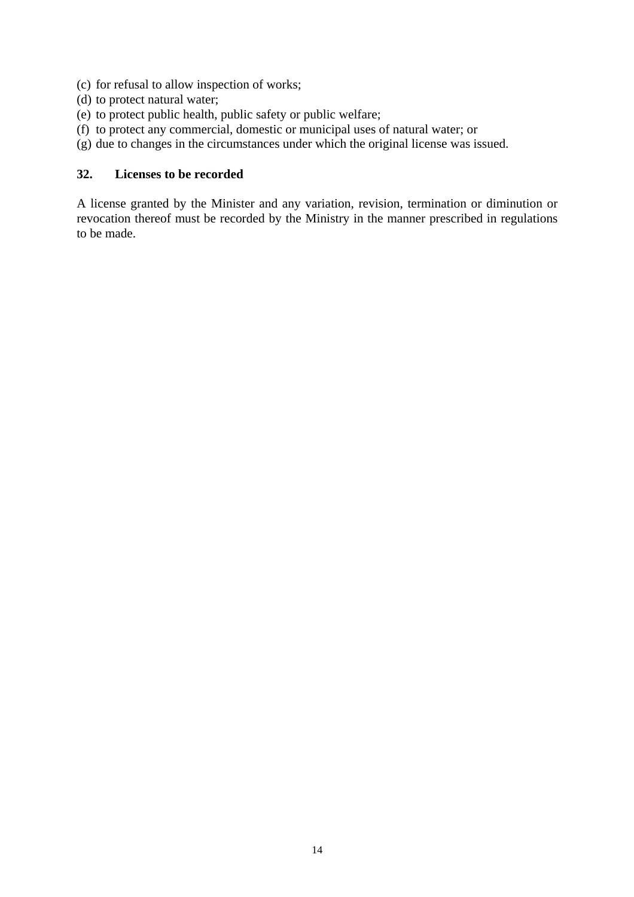(c) for refusal to allow inspection of works;
(d) to protect natural water;
(e) to protect public health, public safety or public welfare;
(f) to protect any commercial, domestic or municipal uses of natural water; or
(g) due to changes in the circumstances under which the original license was issued.

### 32. Licenses to be recorded

A license granted by the Minister and any variation, revision, termination or diminution or revocation thereof must be recorded by the Ministry in the manner prescribed in regulations to be made.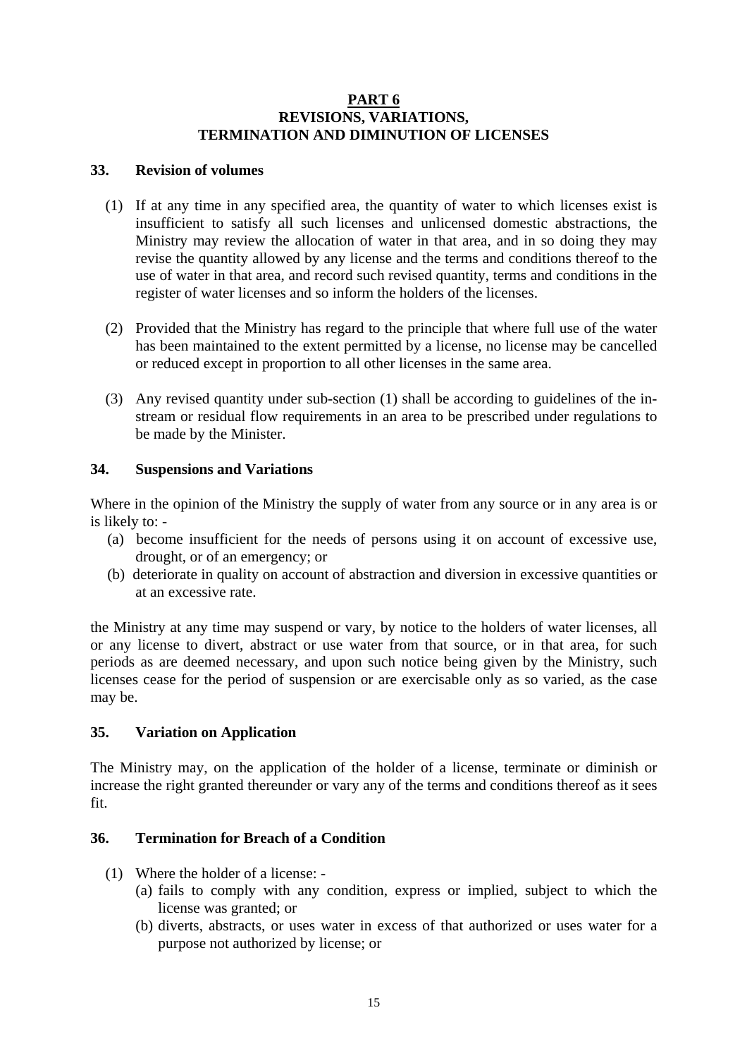## PART 6
## REVISIONS, VARIATIONS, TERMINATION AND DIMINUTION OF LICENSES

### 33. Revision of volumes

(1) If at any time in any specified area, the quantity of water to which licenses exist is insufficient to satisfy all such licenses and unlicensed domestic abstractions, the Ministry may review the allocation of water in that area, and in so doing they may revise the quantity allowed by any license and the terms and conditions thereof to the use of water in that area, and record such revised quantity, terms and conditions in the register of water licenses and so inform the holders of the licenses.

(2) Provided that the Ministry has regard to the principle that where full use of the water has been maintained to the extent permitted by a license, no license may be cancelled or reduced except in proportion to all other licenses in the same area.

(3) Any revised quantity under sub-section (1) shall be according to guidelines of the in-stream or residual flow requirements in an area to be prescribed under regulations to be made by the Minister.

### 34. Suspensions and Variations

Where in the opinion of the Ministry the supply of water from any source or in any area is or is likely to: -

(a) become insufficient for the needs of persons using it on account of excessive use, drought, or of an emergency; or

(b) deteriorate in quality on account of abstraction and diversion in excessive quantities or at an excessive rate.

the Ministry at any time may suspend or vary, by notice to the holders of water licenses, all or any license to divert, abstract or use water from that source, or in that area, for such periods as are deemed necessary, and upon such notice being given by the Ministry, such licenses cease for the period of suspension or are exercisable only as so varied, as the case may be.

### 35. Variation on Application

The Ministry may, on the application of the holder of a license, terminate or diminish or increase the right granted thereunder or vary any of the terms and conditions thereof as it sees fit.

### 36. Termination for Breach of a Condition

(1) Where the holder of a license: -

(a) fails to comply with any condition, express or implied, subject to which the license was granted; or

(b) diverts, abstracts, or uses water in excess of that authorized or uses water for a purpose not authorized by license; or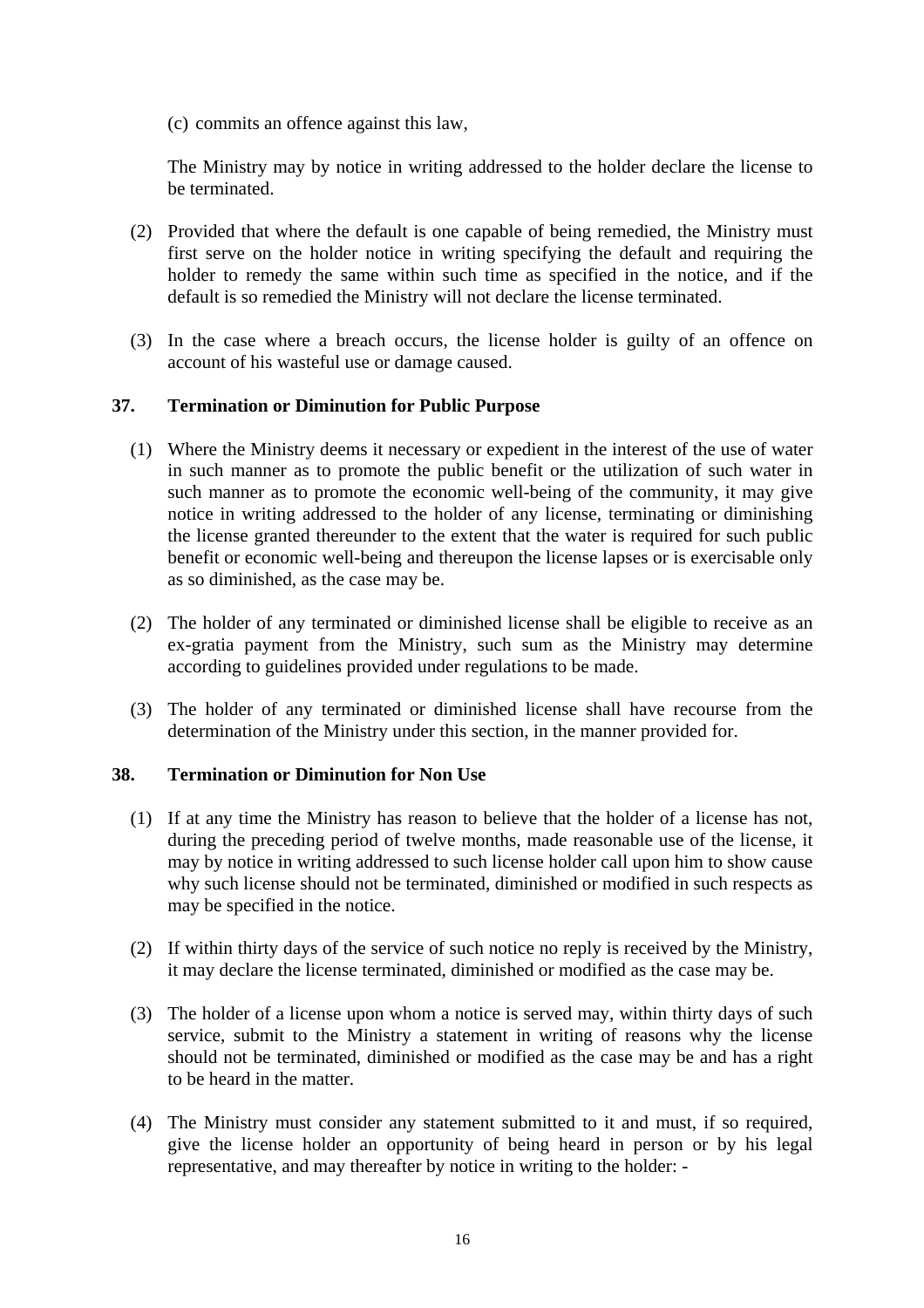(c) commits an offence against this law,

The Ministry may by notice in writing addressed to the holder declare the license to be terminated.

(2) Provided that where the default is one capable of being remedied, the Ministry must first serve on the holder notice in writing specifying the default and requiring the holder to remedy the same within such time as specified in the notice, and if the default is so remedied the Ministry will not declare the license terminated.

(3) In the case where a breach occurs, the license holder is guilty of an offence on account of his wasteful use or damage caused.

### 37. Termination or Diminution for Public Purpose

(1) Where the Ministry deems it necessary or expedient in the interest of the use of water in such manner as to promote the public benefit or the utilization of such water in such manner as to promote the economic well-being of the community, it may give notice in writing addressed to the holder of any license, terminating or diminishing the license granted thereunder to the extent that the water is required for such public benefit or economic well-being and thereupon the license lapses or is exercisable only as so diminished, as the case may be.

(2) The holder of any terminated or diminished license shall be eligible to receive as an ex-gratia payment from the Ministry, such sum as the Ministry may determine according to guidelines provided under regulations to be made.

(3) The holder of any terminated or diminished license shall have recourse from the determination of the Ministry under this section, in the manner provided for.

### 38. Termination or Diminution for Non Use

(1) If at any time the Ministry has reason to believe that the holder of a license has not, during the preceding period of twelve months, made reasonable use of the license, it may by notice in writing addressed to such license holder call upon him to show cause why such license should not be terminated, diminished or modified in such respects as may be specified in the notice.

(2) If within thirty days of the service of such notice no reply is received by the Ministry, it may declare the license terminated, diminished or modified as the case may be.

(3) The holder of a license upon whom a notice is served may, within thirty days of such service, submit to the Ministry a statement in writing of reasons why the license should not be terminated, diminished or modified as the case may be and has a right to be heard in the matter.

(4) The Ministry must consider any statement submitted to it and must, if so required, give the license holder an opportunity of being heard in person or by his legal representative, and may thereafter by notice in writing to the holder: -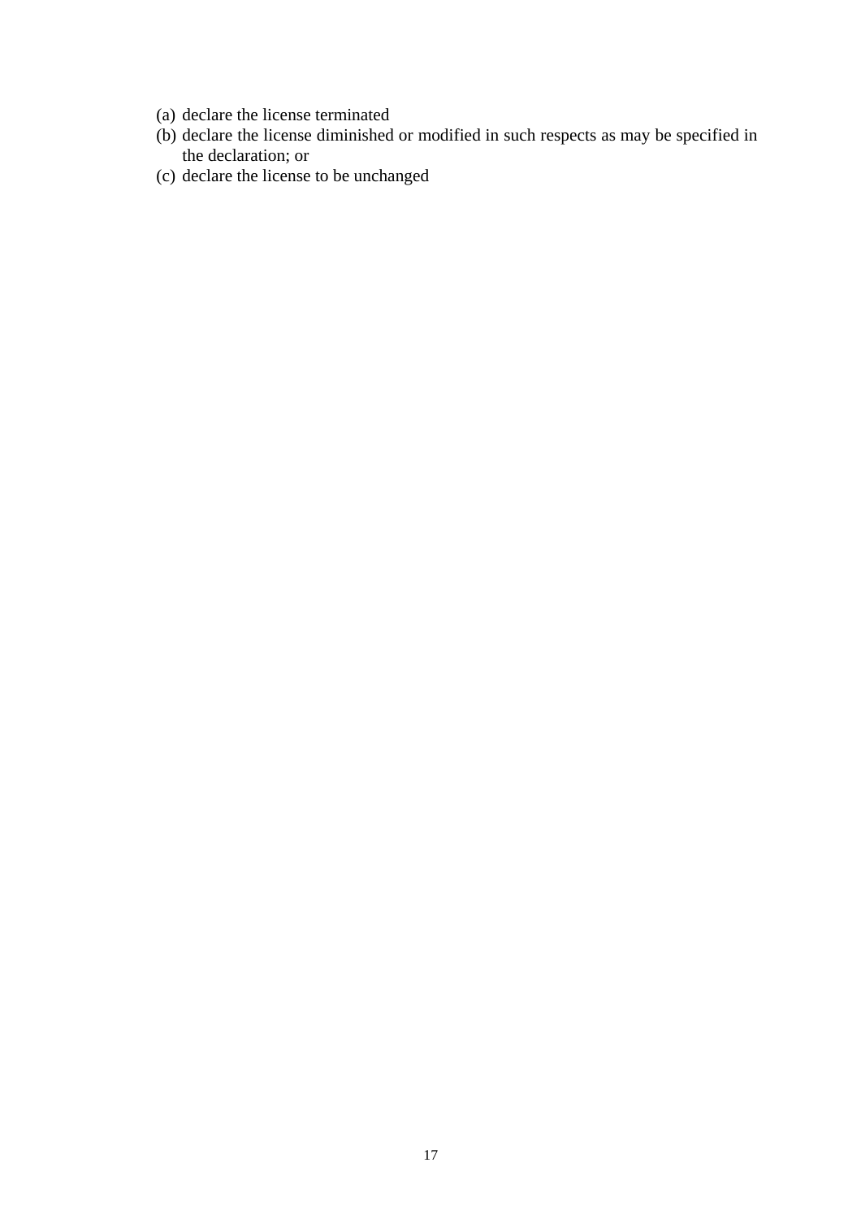(a) declare the license terminated
(b) declare the license diminished or modified in such respects as may be specified in the declaration; or
(c) declare the license to be unchanged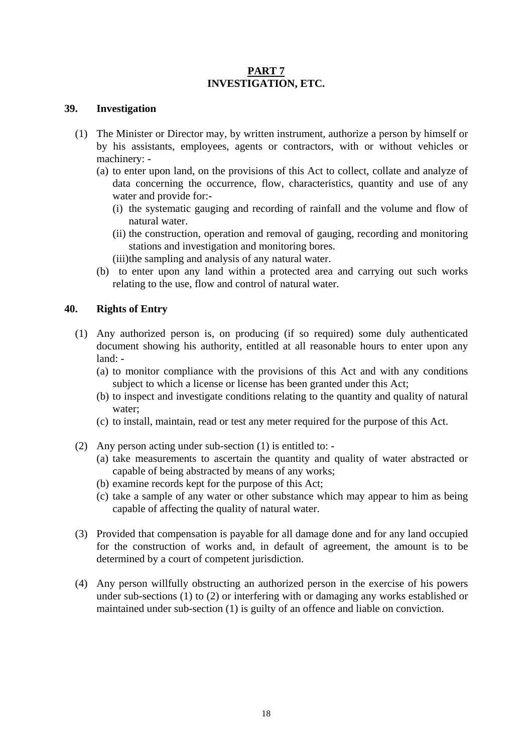## PART 7
## INVESTIGATION, ETC.

### 39. Investigation

(1) The Minister or Director may, by written instrument, authorize a person by himself or by his assistants, employees, agents or contractors, with or without vehicles or machinery: -

   (a) to enter upon land, on the provisions of this Act to collect, collate and analyze of data concerning the occurrence, flow, characteristics, quantity and use of any water and provide for:-

      (i) the systematic gauging and recording of rainfall and the volume and flow of natural water.

      (ii) the construction, operation and removal of gauging, recording and monitoring stations and investigation and monitoring bores.

      (iii)the sampling and analysis of any natural water.

   (b) to enter upon any land within a protected area and carrying out such works relating to the use, flow and control of natural water.

### 40. Rights of Entry

(1) Any authorized person is, on producing (if so required) some duly authenticated document showing his authority, entitled at all reasonable hours to enter upon any land: -

   (a) to monitor compliance with the provisions of this Act and with any conditions subject to which a license or license has been granted under this Act;

   (b) to inspect and investigate conditions relating to the quantity and quality of natural water;

   (c) to install, maintain, read or test any meter required for the purpose of this Act.

(2) Any person acting under sub-section (1) is entitled to: -

   (a) take measurements to ascertain the quantity and quality of water abstracted or capable of being abstracted by means of any works;

   (b) examine records kept for the purpose of this Act;

   (c) take a sample of any water or other substance which may appear to him as being capable of affecting the quality of natural water.

(3) Provided that compensation is payable for all damage done and for any land occupied for the construction of works and, in default of agreement, the amount is to be determined by a court of competent jurisdiction.

(4) Any person willfully obstructing an authorized person in the exercise of his powers under sub-sections (1) to (2) or interfering with or damaging any works established or maintained under sub-section (1) is guilty of an offence and liable on conviction.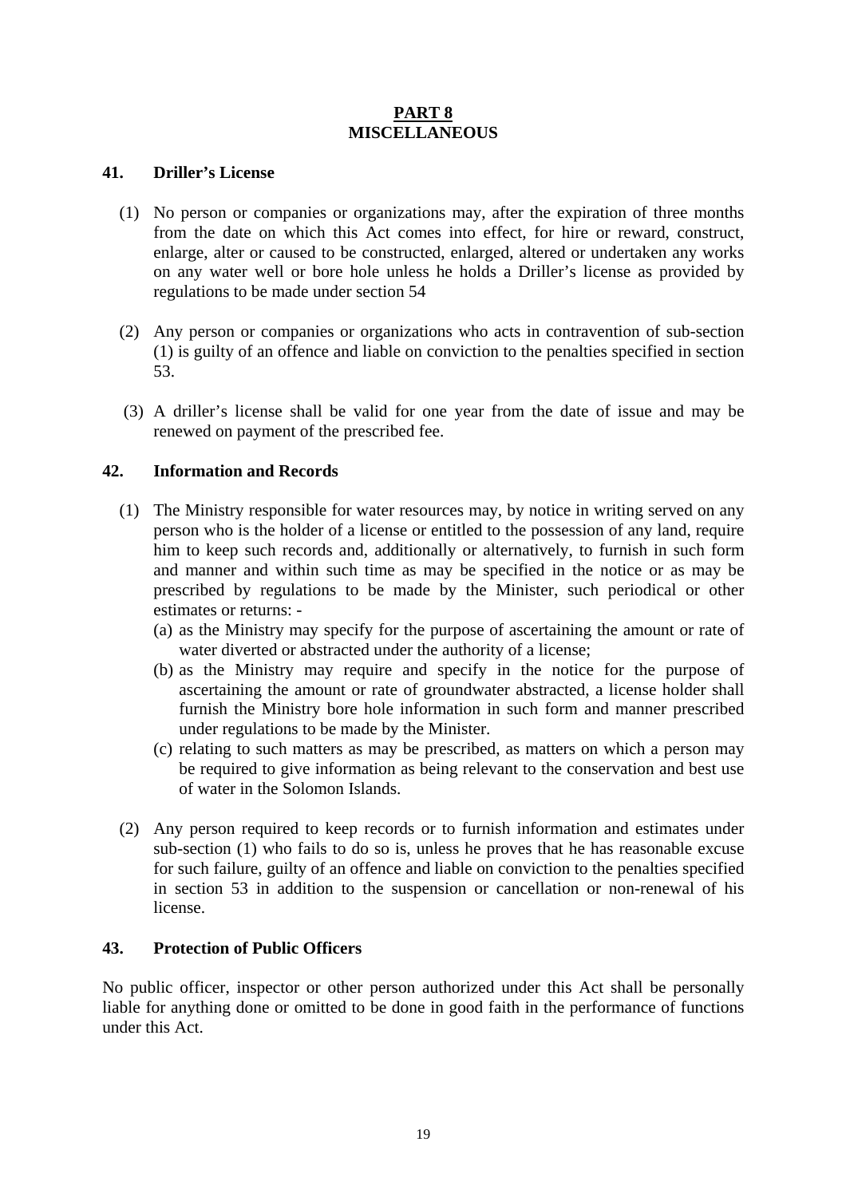# PART 8
# MISCELLANEOUS

## 41. Driller's License

(1) No person or companies or organizations may, after the expiration of three months from the date on which this Act comes into effect, for hire or reward, construct, enlarge, alter or caused to be constructed, enlarged, altered or undertaken any works on any water well or bore hole unless he holds a Driller's license as provided by regulations to be made under section 54

(2) Any person or companies or organizations who acts in contravention of sub-section (1) is guilty of an offence and liable on conviction to the penalties specified in section 53.

(3) A driller's license shall be valid for one year from the date of issue and may be renewed on payment of the prescribed fee.

## 42. Information and Records

(1) The Ministry responsible for water resources may, by notice in writing served on any person who is the holder of a license or entitled to the possession of any land, require him to keep such records and, additionally or alternatively, to furnish in such form and manner and within such time as may be specified in the notice or as may be prescribed by regulations to be made by the Minister, such periodical or other estimates or returns: -

(a) as the Ministry may specify for the purpose of ascertaining the amount or rate of water diverted or abstracted under the authority of a license;

(b) as the Ministry may require and specify in the notice for the purpose of ascertaining the amount or rate of groundwater abstracted, a license holder shall furnish the Ministry bore hole information in such form and manner prescribed under regulations to be made by the Minister.

(c) relating to such matters as may be prescribed, as matters on which a person may be required to give information as being relevant to the conservation and best use of water in the Solomon Islands.

(2) Any person required to keep records or to furnish information and estimates under sub-section (1) who fails to do so is, unless he proves that he has reasonable excuse for such failure, guilty of an offence and liable on conviction to the penalties specified in section 53 in addition to the suspension or cancellation or non-renewal of his license.

## 43. Protection of Public Officers

No public officer, inspector or other person authorized under this Act shall be personally liable for anything done or omitted to be done in good faith in the performance of functions under this Act.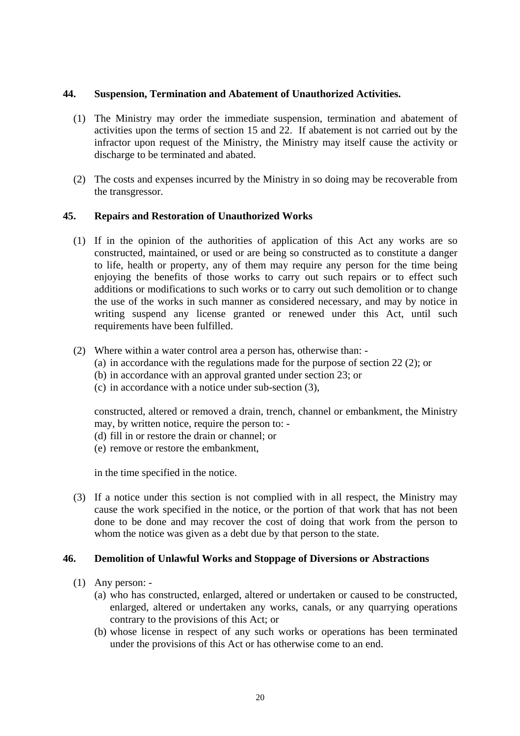**44. Suspension, Termination and Abatement of Unauthorized Activities.**

(1) The Ministry may order the immediate suspension, termination and abatement of activities upon the terms of section 15 and 22. If abatement is not carried out by the infractor upon request of the Ministry, the Ministry may itself cause the activity or discharge to be terminated and abated.

(2) The costs and expenses incurred by the Ministry in so doing may be recoverable from the transgressor.

**45. Repairs and Restoration of Unauthorized Works**

(1) If in the opinion of the authorities of application of this Act any works are so constructed, maintained, or used or are being so constructed as to constitute a danger to life, health or property, any of them may require any person for the time being enjoying the benefits of those works to carry out such repairs or to effect such additions or modifications to such works or to carry out such demolition or to change the use of the works in such manner as considered necessary, and may by notice in writing suspend any license granted or renewed under this Act, until such requirements have been fulfilled.

(2) Where within a water control area a person has, otherwise than: -
  (a) in accordance with the regulations made for the purpose of section 22 (2); or
  (b) in accordance with an approval granted under section 23; or
  (c) in accordance with a notice under sub-section (3),

  constructed, altered or removed a drain, trench, channel or embankment, the Ministry may, by written notice, require the person to: -
  (d) fill in or restore the drain or channel; or
  (e) remove or restore the embankment,

  in the time specified in the notice.

(3) If a notice under this section is not complied with in all respect, the Ministry may cause the work specified in the notice, or the portion of that work that has not been done to be done and may recover the cost of doing that work from the person to whom the notice was given as a debt due by that person to the state.

**46. Demolition of Unlawful Works and Stoppage of Diversions or Abstractions**

(1) Any person: -
  (a) who has constructed, enlarged, altered or undertaken or caused to be constructed, enlarged, altered or undertaken any works, canals, or any quarrying operations contrary to the provisions of this Act; or
  (b) whose license in respect of any such works or operations has been terminated under the provisions of this Act or has otherwise come to an end.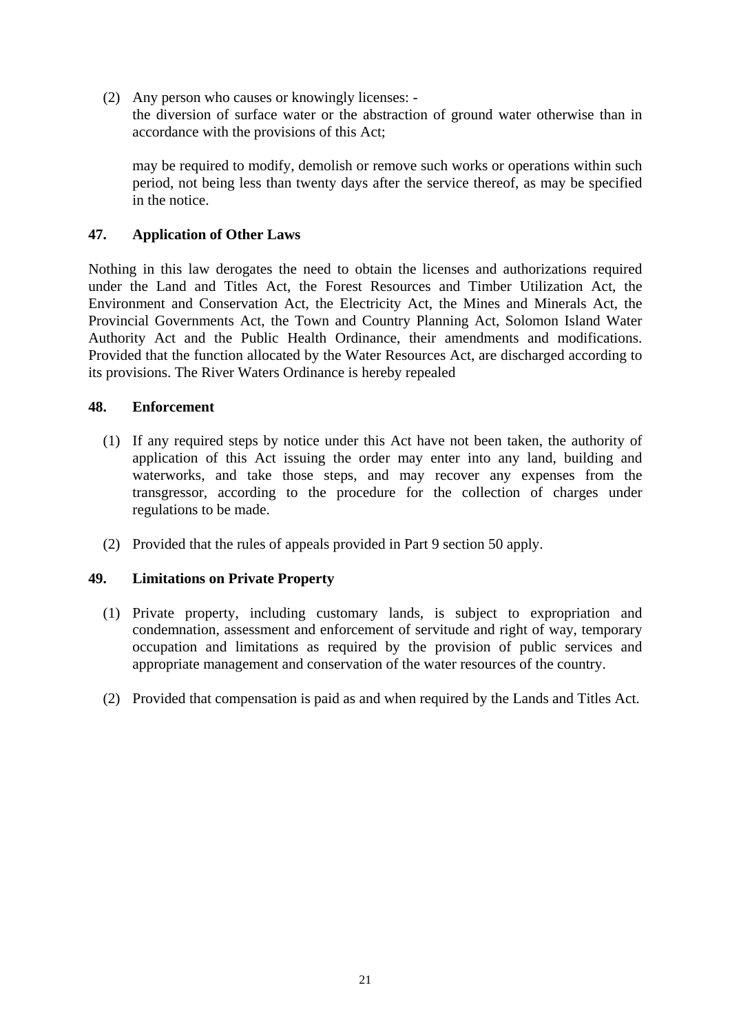(2) Any person who causes or knowingly licenses: -
the diversion of surface water or the abstraction of ground water otherwise than in accordance with the provisions of this Act;

may be required to modify, demolish or remove such works or operations within such period, not being less than twenty days after the service thereof, as may be specified in the notice.

## 47. Application of Other Laws

Nothing in this law derogates the need to obtain the licenses and authorizations required under the Land and Titles Act, the Forest Resources and Timber Utilization Act, the Environment and Conservation Act, the Electricity Act, the Mines and Minerals Act, the Provincial Governments Act, the Town and Country Planning Act, Solomon Island Water Authority Act and the Public Health Ordinance, their amendments and modifications. Provided that the function allocated by the Water Resources Act, are discharged according to its provisions. The River Waters Ordinance is hereby repealed

## 48. Enforcement

(1) If any required steps by notice under this Act have not been taken, the authority of application of this Act issuing the order may enter into any land, building and waterworks, and take those steps, and may recover any expenses from the transgressor, according to the procedure for the collection of charges under regulations to be made.

(2) Provided that the rules of appeals provided in Part 9 section 50 apply.

## 49. Limitations on Private Property

(1) Private property, including customary lands, is subject to expropriation and condemnation, assessment and enforcement of servitude and right of way, temporary occupation and limitations as required by the provision of public services and appropriate management and conservation of the water resources of the country.

(2) Provided that compensation is paid as and when required by the Lands and Titles Act.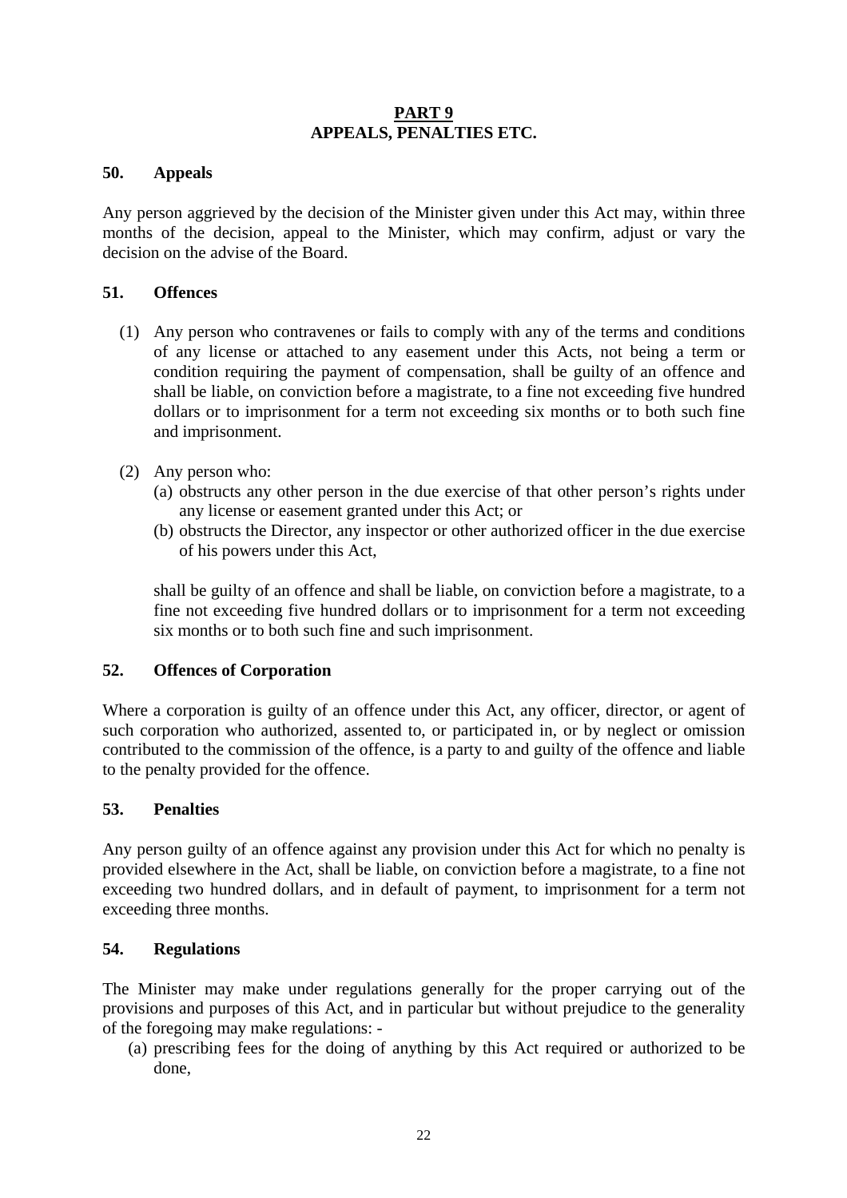## PART 9
## APPEALS, PENALTIES ETC.

### 50. Appeals

Any person aggrieved by the decision of the Minister given under this Act may, within three months of the decision, appeal to the Minister, which may confirm, adjust or vary the decision on the advise of the Board.

### 51. Offences

(1) Any person who contravenes or fails to comply with any of the terms and conditions of any license or attached to any easement under this Acts, not being a term or condition requiring the payment of compensation, shall be guilty of an offence and shall be liable, on conviction before a magistrate, to a fine not exceeding five hundred dollars or to imprisonment for a term not exceeding six months or to both such fine and imprisonment.

(2) Any person who:
  (a) obstructs any other person in the due exercise of that other person's rights under any license or easement granted under this Act; or
  (b) obstructs the Director, any inspector or other authorized officer in the due exercise of his powers under this Act,

  shall be guilty of an offence and shall be liable, on conviction before a magistrate, to a fine not exceeding five hundred dollars or to imprisonment for a term not exceeding six months or to both such fine and such imprisonment.

### 52. Offences of Corporation

Where a corporation is guilty of an offence under this Act, any officer, director, or agent of such corporation who authorized, assented to, or participated in, or by neglect or omission contributed to the commission of the offence, is a party to and guilty of the offence and liable to the penalty provided for the offence.

### 53. Penalties

Any person guilty of an offence against any provision under this Act for which no penalty is provided elsewhere in the Act, shall be liable, on conviction before a magistrate, to a fine not exceeding two hundred dollars, and in default of payment, to imprisonment for a term not exceeding three months.

### 54. Regulations

The Minister may make under regulations generally for the proper carrying out of the provisions and purposes of this Act, and in particular but without prejudice to the generality of the foregoing may make regulations: -

(a) prescribing fees for the doing of anything by this Act required or authorized to be done,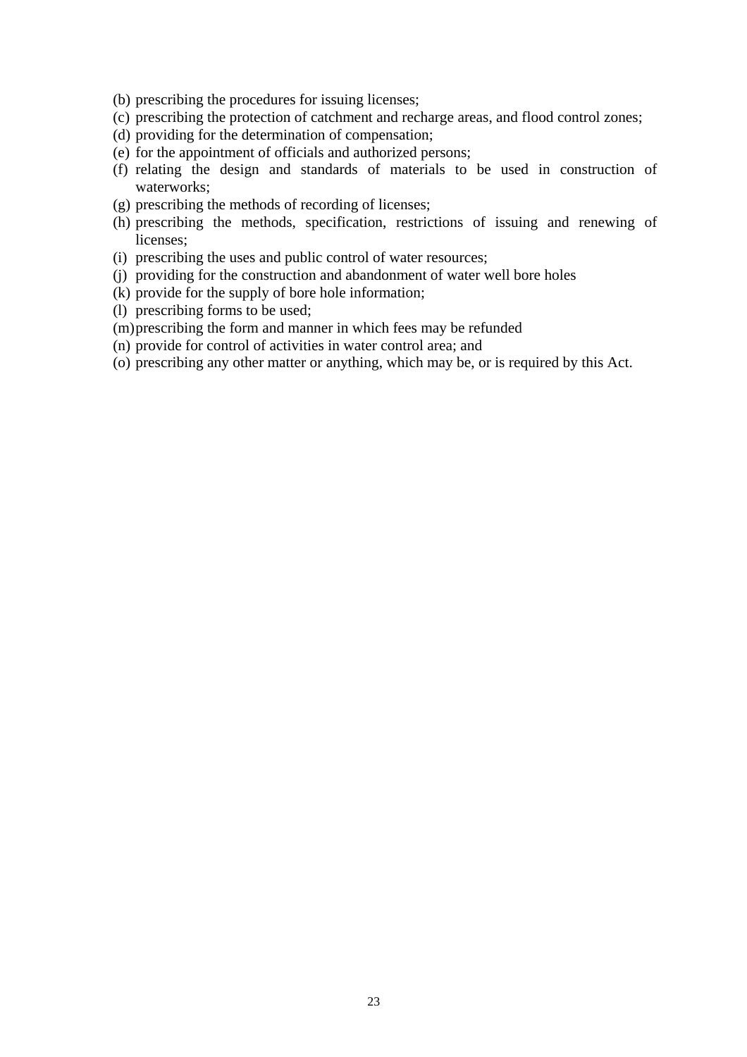(b) prescribing the procedures for issuing licenses;
(c) prescribing the protection of catchment and recharge areas, and flood control zones;
(d) providing for the determination of compensation;
(e) for the appointment of officials and authorized persons;
(f) relating the design and standards of materials to be used in construction of waterworks;
(g) prescribing the methods of recording of licenses;
(h) prescribing the methods, specification, restrictions of issuing and renewing of licenses;
(i) prescribing the uses and public control of water resources;
(j) providing for the construction and abandonment of water well bore holes
(k) provide for the supply of bore hole information;
(l) prescribing forms to be used;
(m) prescribing the form and manner in which fees may be refunded
(n) provide for control of activities in water control area; and
(o) prescribing any other matter or anything, which may be, or is required by this Act.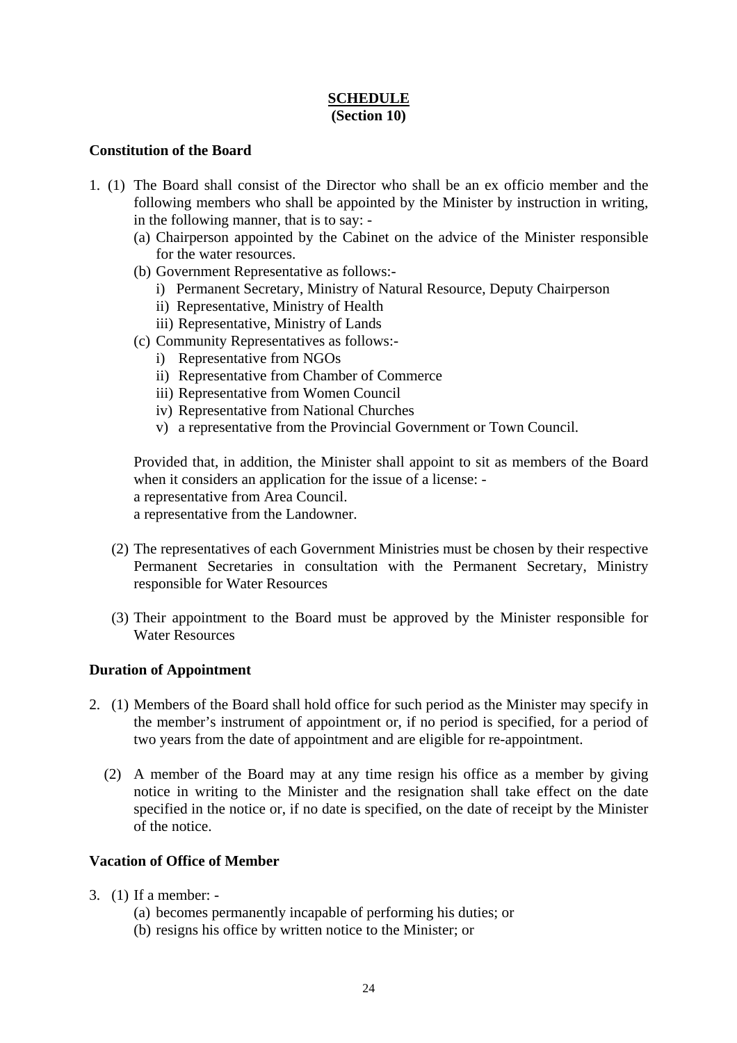**SCHEDULE**
**(Section 10)**

**Constitution of the Board**

1. (1) The Board shall consist of the Director who shall be an ex officio member and the following members who shall be appointed by the Minister by instruction in writing, in the following manner, that is to say: -
   (a) Chairperson appointed by the Cabinet on the advice of the Minister responsible for the water resources.
   (b) Government Representative as follows:-
      i) Permanent Secretary, Ministry of Natural Resource, Deputy Chairperson
      ii) Representative, Ministry of Health
      iii) Representative, Ministry of Lands
   (c) Community Representatives as follows:-
      i) Representative from NGOs
      ii) Representative from Chamber of Commerce
      iii) Representative from Women Council
      iv) Representative from National Churches
      v) a representative from the Provincial Government or Town Council.

   Provided that, in addition, the Minister shall appoint to sit as members of the Board when it considers an application for the issue of a license: -
   a representative from Area Council.
   a representative from the Landowner.

   (2) The representatives of each Government Ministries must be chosen by their respective Permanent Secretaries in consultation with the Permanent Secretary, Ministry responsible for Water Resources

   (3) Their appointment to the Board must be approved by the Minister responsible for Water Resources

**Duration of Appointment**

2. (1) Members of the Board shall hold office for such period as the Minister may specify in the member's instrument of appointment or, if no period is specified, for a period of two years from the date of appointment and are eligible for re-appointment.

   (2) A member of the Board may at any time resign his office as a member by giving notice in writing to the Minister and the resignation shall take effect on the date specified in the notice or, if no date is specified, on the date of receipt by the Minister of the notice.

**Vacation of Office of Member**

3. (1) If a member: -
   (a) becomes permanently incapable of performing his duties; or
   (b) resigns his office by written notice to the Minister; or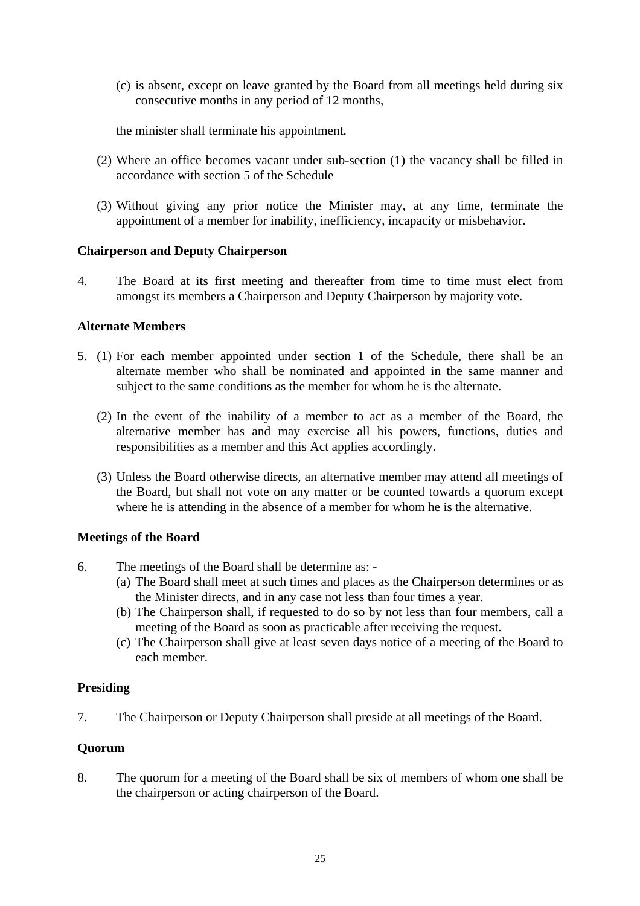(c) is absent, except on leave granted by the Board from all meetings held during six consecutive months in any period of 12 months,

the minister shall terminate his appointment.

(2) Where an office becomes vacant under sub-section (1) the vacancy shall be filled in accordance with section 5 of the Schedule

(3) Without giving any prior notice the Minister may, at any time, terminate the appointment of a member for inability, inefficiency, incapacity or misbehavior.

**Chairperson and Deputy Chairperson**

4. The Board at its first meeting and thereafter from time to time must elect from amongst its members a Chairperson and Deputy Chairperson by majority vote.

**Alternate Members**

5. (1) For each member appointed under section 1 of the Schedule, there shall be an alternate member who shall be nominated and appointed in the same manner and subject to the same conditions as the member for whom he is the alternate.

(2) In the event of the inability of a member to act as a member of the Board, the alternative member has and may exercise all his powers, functions, duties and responsibilities as a member and this Act applies accordingly.

(3) Unless the Board otherwise directs, an alternative member may attend all meetings of the Board, but shall not vote on any matter or be counted towards a quorum except where he is attending in the absence of a member for whom he is the alternative.

**Meetings of the Board**

6. The meetings of the Board shall be determine as: -

(a) The Board shall meet at such times and places as the Chairperson determines or as the Minister directs, and in any case not less than four times a year.

(b) The Chairperson shall, if requested to do so by not less than four members, call a meeting of the Board as soon as practicable after receiving the request.

(c) The Chairperson shall give at least seven days notice of a meeting of the Board to each member.

**Presiding**

7. The Chairperson or Deputy Chairperson shall preside at all meetings of the Board.

**Quorum**

8. The quorum for a meeting of the Board shall be six of members of whom one shall be the chairperson or acting chairperson of the Board.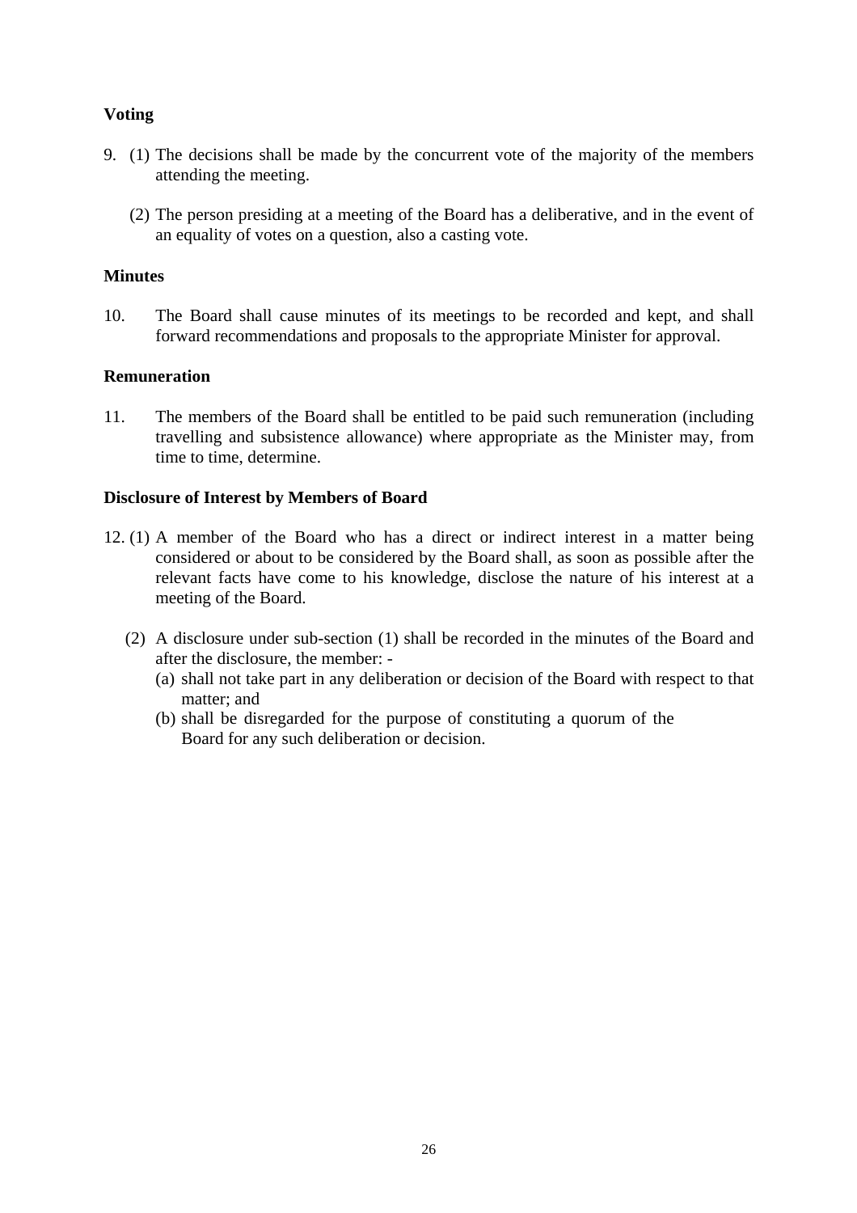**Voting**

9. (1) The decisions shall be made by the concurrent vote of the majority of the members attending the meeting.

   (2) The person presiding at a meeting of the Board has a deliberative, and in the event of an equality of votes on a question, also a casting vote.

**Minutes**

10. The Board shall cause minutes of its meetings to be recorded and kept, and shall forward recommendations and proposals to the appropriate Minister for approval.

**Remuneration**

11. The members of the Board shall be entitled to be paid such remuneration (including travelling and subsistence allowance) where appropriate as the Minister may, from time to time, determine.

**Disclosure of Interest by Members of Board**

12. (1) A member of the Board who has a direct or indirect interest in a matter being considered or about to be considered by the Board shall, as soon as possible after the relevant facts have come to his knowledge, disclose the nature of his interest at a meeting of the Board.

    (2) A disclosure under sub-section (1) shall be recorded in the minutes of the Board and after the disclosure, the member: -
    - (a) shall not take part in any deliberation or decision of the Board with respect to that matter; and
    - (b) shall be disregarded for the purpose of constituting a quorum of the Board for any such deliberation or decision.